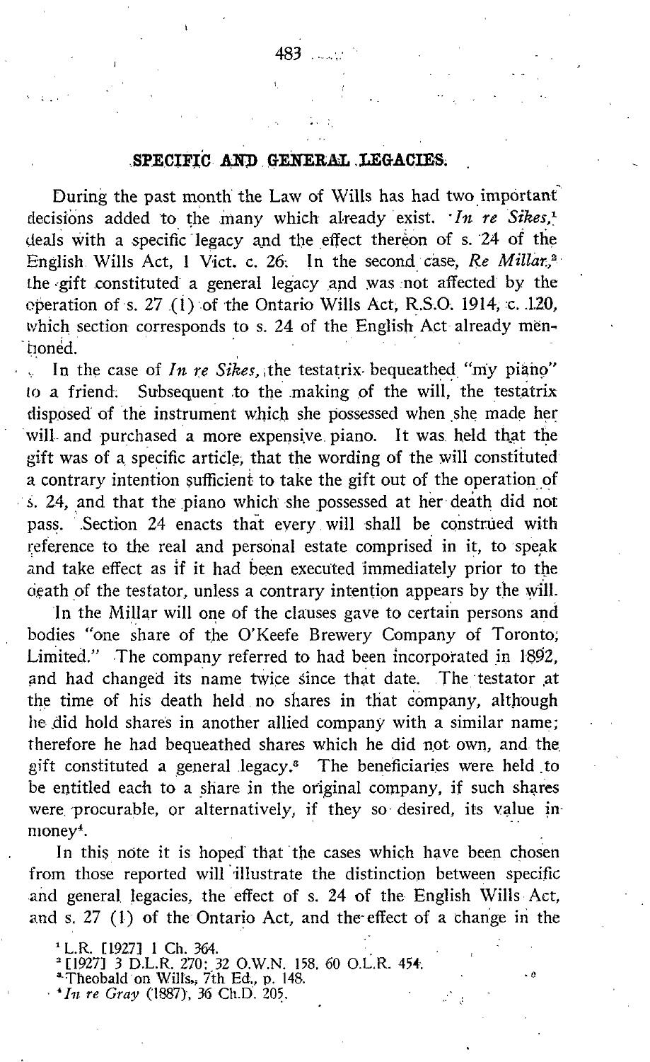## SPECIFIC AND GENERAL LEGACIES.

During the past month the Law of Wills has had two important decisions added to the many which already exist. *In re Sikes,*[1] deals with a specific legacy and the effect thereon of s. 24 of the English Wills Act, 1 Vict. c. 26. In the second case, *Re Millar,*[2] the gift constituted a general legacy and was not affected by the operation of s. 27 (1) of the Ontario Wills Act, R.S.O. 1914, c. 120, which section corresponds to s. 24 of the English Act already mentioned.

In the case of *In re Sikes,* the testatrix bequeathed "my piano" to a friend. Subsequent to the making of the will, the testatrix disposed of the instrument which she possessed when she made her will and purchased a more expensive piano. It was held that the gift was of a specific article, that the wording of the will constituted a contrary intention sufficient to take the gift out of the operation of s. 24, and that the piano which she possessed at her death did not pass. Section 24 enacts that every will shall be construed with reference to the real and personal estate comprised in it, to speak and take effect as if it had been executed immediately prior to the death of the testator, unless a contrary intention appears by the will.

In the Millar will one of the clauses gave to certain persons and bodies "one share of the O'Keefe Brewery Company of Toronto, Limited." The company referred to had been incorporated in 1892, and had changed its name twice since that date. The testator at the time of his death held no shares in that company, although he did hold shares in another allied company with a similar name; therefore he had bequeathed shares which he did not own, and the gift constituted a general legacy.[3] The beneficiaries were held to be entitled each to a share in the original company, if such shares were procurable, or alternatively, if they so desired, its value in money[4].

In this note it is hoped that the cases which have been chosen from those reported will illustrate the distinction between specific and general legacies, the effect of s. 24 of the English Wills Act, and s. 27 (1) of the Ontario Act, and the effect of a change in the

[1] L.R. [1927] 1 Ch. 364.

[2] [1927] 3 D.L.R. 270; 32 O.W.N. 158, 60 O.L.R. 454.

[3] Theobald on Wills, 7th Ed., p. 148.

[4] *In re Gray* (1887), 36 Ch.D. 205.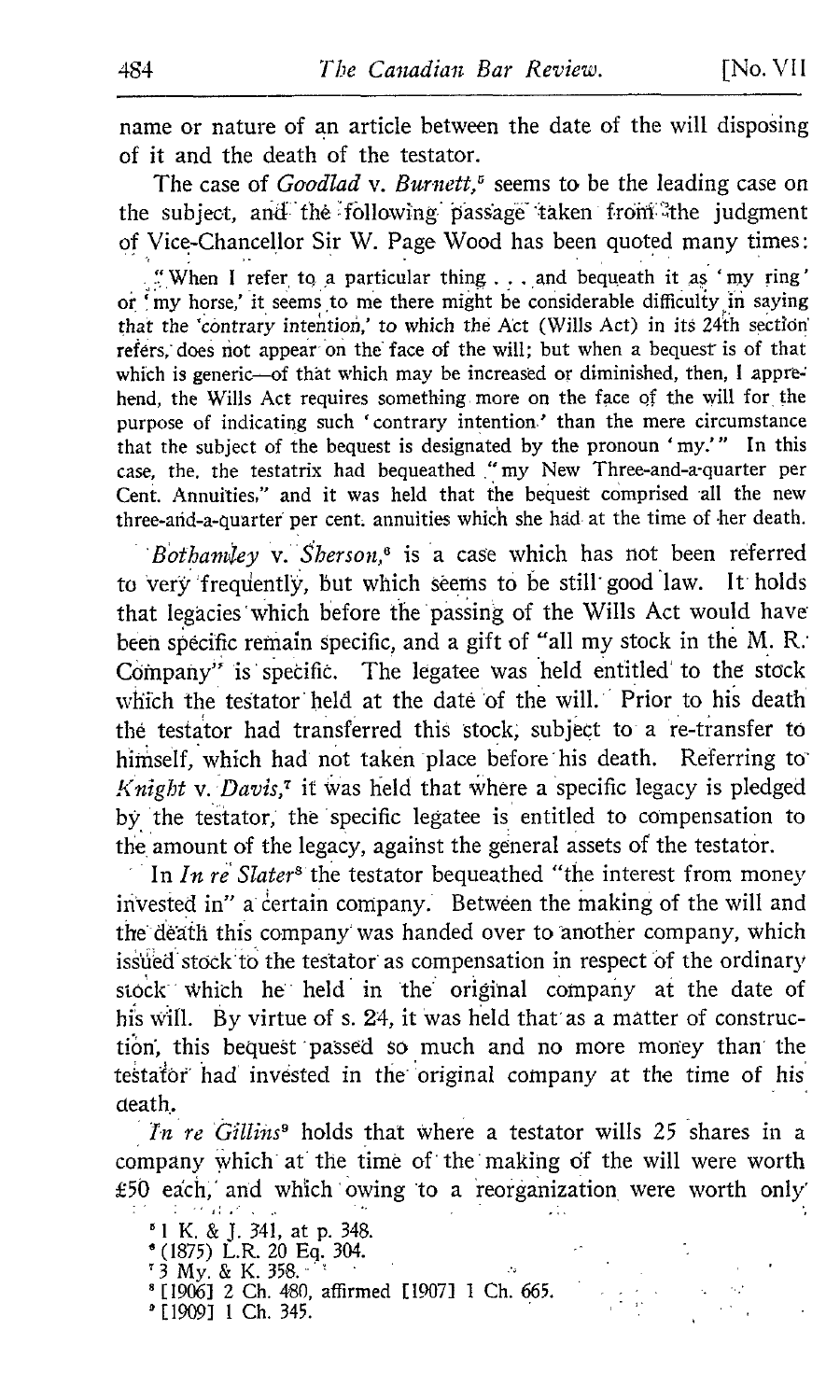name or nature of an article between the date of the will disposing of it and the death of the testator.

The case of *Goodlad* v. *Burnett*,[5] seems to be the leading case on the subject, and the following passage taken from the judgment of Vice-Chancellor Sir W. Page Wood has been quoted many times:

> "When I refer to a particular thing . . . and bequeath it as 'my ring' or 'my horse,' it seems to me there might be considerable difficulty in saying that the 'contrary intention,' to which the Act (Wills Act) in its 24th section refers, does not appear on the face of the will; but when a bequest is of that which is generic—of that which may be increased or diminished, then, I apprehend, the Wills Act requires something more on the face of the will for the purpose of indicating such 'contrary intention' than the mere circumstance that the subject of the bequest is designated by the pronoun 'my.'" In this case, the testatrix had bequeathed "my New Three-and-a-quarter per Cent. Annuities," and it was held that the bequest comprised all the new three-and-a-quarter per cent. annuities which she had at the time of her death.

*Bothamley* v. *Sherson*,[6] is a case which has not been referred to very frequently, but which seems to be still good law. It holds that legacies which before the passing of the Wills Act would have been specific remain specific, and a gift of "all my stock in the M. R. Company" is specific. The legatee was held entitled to the stock which the testator held at the date of the will. Prior to his death the testator had transferred this stock, subject to a re-transfer to himself, which had not taken place before his death. Referring to *Knight* v. *Davis*,[7] it was held that where a specific legacy is pledged by the testator, the specific legatee is entitled to compensation to the amount of the legacy, against the general assets of the testator.

In *In re Slater*[8] the testator bequeathed "the interest from money invested in" a certain company. Between the making of the will and the death this company was handed over to another company, which issued stock to the testator as compensation in respect of the ordinary stock which he held in the original company at the date of his will. By virtue of s. 24, it was held that as a matter of construction, this bequest passed so much and no more money than the testator had invested in the original company at the time of his death.

*In re Gillins*[9] holds that where a testator wills 25 shares in a company which at the time of the making of the will were worth £50 each, and which owing to a reorganization were worth only

[5] 1 K. & J. 341, at p. 348.
[6] (1875) L.R. 20 Eq. 304.
[7] 3 My. & K. 358.
[8] [1906] 2 Ch. 480, affirmed [1907] 1 Ch. 665.
[9] [1909] 1 Ch. 345.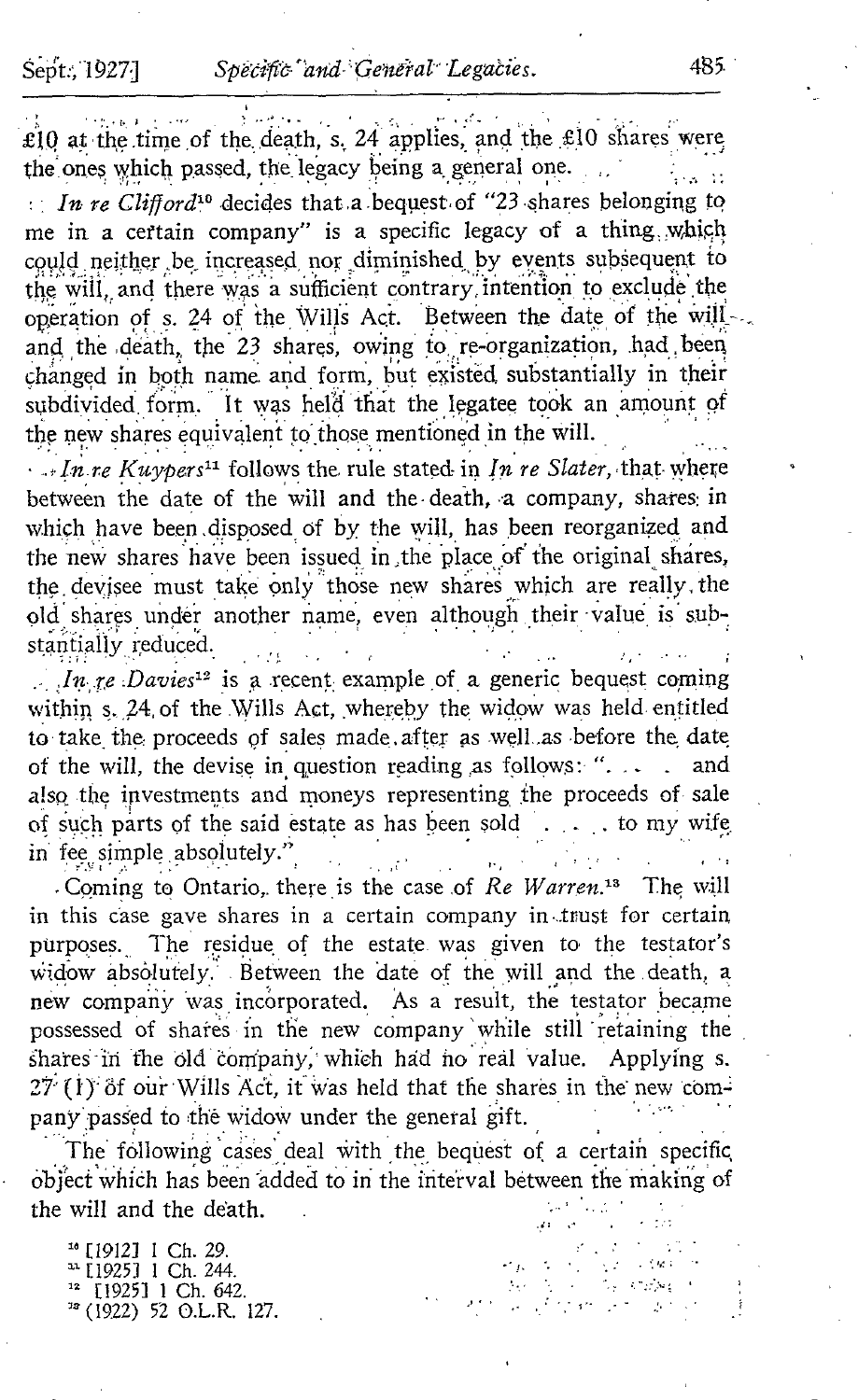£10 at the time of the death, s. 24 applies, and the £10 shares were the ones which passed, the legacy being a general one.

*In re Clifford*[10] decides that a bequest of "23 shares belonging to me in a certain company" is a specific legacy of a thing which could neither be increased nor diminished by events subsequent to the will, and there was a sufficient contrary intention to exclude the operation of s. 24 of the Wills Act. Between the date of the will and the death, the 23 shares, owing to re-organization, had been changed in both name and form, but existed substantially in their subdivided form. It was held that the legatee took an amount of the new shares equivalent to those mentioned in the will.

*In re Kuypers*[11] follows the rule stated in *In re Slater*, that where between the date of the will and the death, a company, shares in which have been disposed of by the will, has been reorganized and the new shares have been issued in the place of the original shares, the devisee must take only those new shares which are really the old shares under another name, even although their value is substantially reduced.

*In re Davies*[12] is a recent example of a generic bequest coming within s. 24 of the Wills Act, whereby the widow was held entitled to take the proceeds of sales made after as well as before the date of the will, the devise in question reading as follows: ". . . . and also the investments and moneys representing the proceeds of sale of such parts of the said estate as has been sold . . . . to my wife in fee simple absolutely."

Coming to Ontario, there is the case of *Re Warren*.[13] The will in this case gave shares in a certain company in trust for certain purposes. The residue of the estate was given to the testator's widow absolutely. Between the date of the will and the death, a new company was incorporated. As a result, the testator became possessed of shares in the new company while still retaining the shares in the old company, which had no real value. Applying s. 27 (1) of our Wills Act, it was held that the shares in the new company passed to the widow under the general gift.

The following cases deal with the bequest of a certain specific object which has been added to in the interval between the making of the will and the death.

[10] [1912] 1 Ch. 29.
[11] [1925] 1 Ch. 244.
[12] [1925] 1 Ch. 642.
[13] (1922) 52 O.L.R. 127.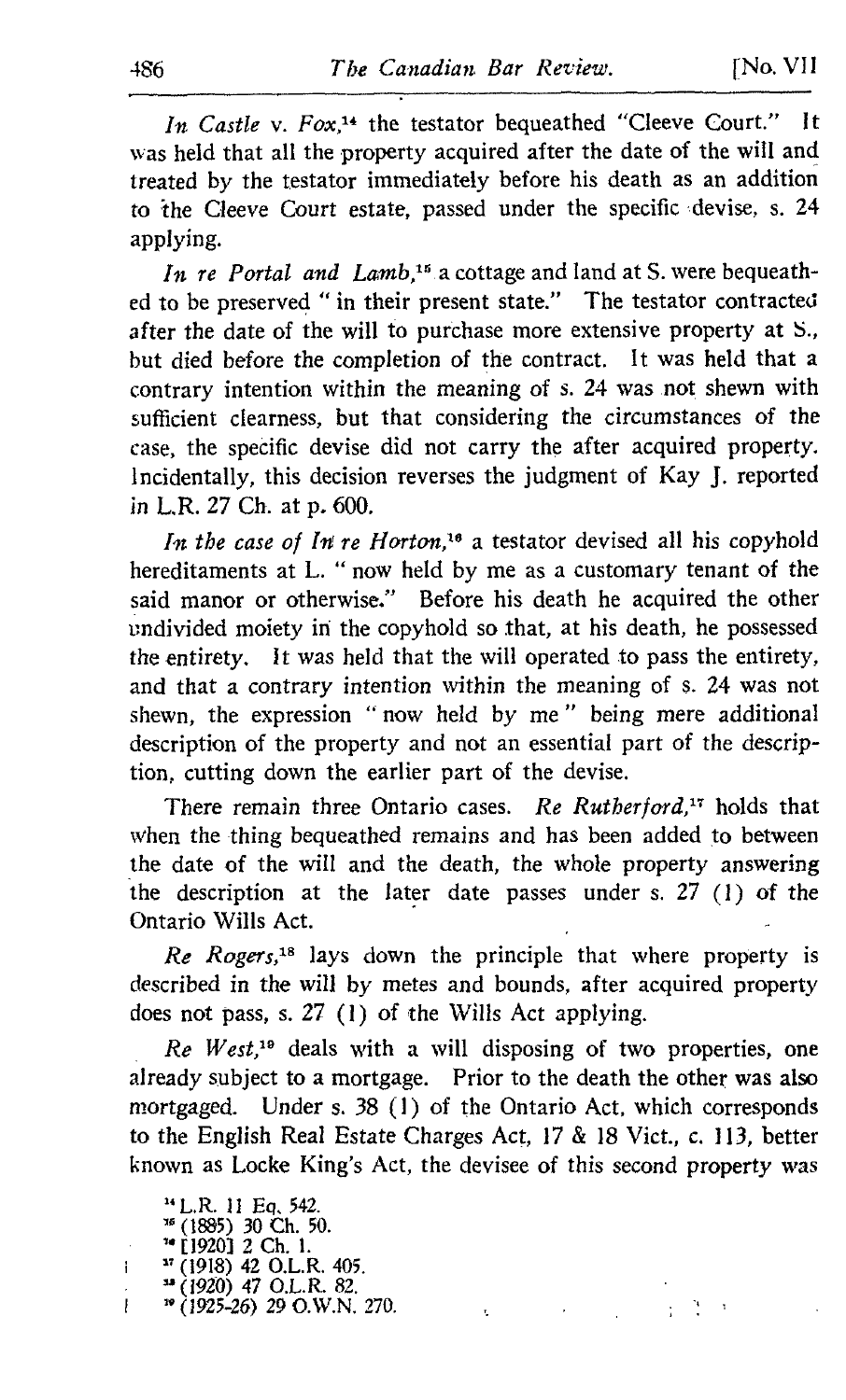*In Castle* v. *Fox*,[14] the testator bequeathed "Cleeve Court." It was held that all the property acquired after the date of the will and treated by the testator immediately before his death as an addition to the Cleeve Court estate, passed under the specific devise, s. 24 applying.

*In re Portal and Lamb*,[15] a cottage and land at S. were bequeathed to be preserved " in their present state." The testator contracted after the date of the will to purchase more extensive property at S., but died before the completion of the contract. It was held that a contrary intention within the meaning of s. 24 was not shewn with sufficient clearness, but that considering the circumstances of the case, the specific devise did not carry the after acquired property. Incidentally, this decision reverses the judgment of Kay J. reported in L.R. 27 Ch. at p. 600.

*In the case of In re Horton*,[16] a testator devised all his copyhold hereditaments at L. " now held by me as a customary tenant of the said manor or otherwise." Before his death he acquired the other undivided moiety in the copyhold so that, at his death, he possessed the entirety. It was held that the will operated to pass the entirety, and that a contrary intention within the meaning of s. 24 was not shewn, the expression " now held by me " being mere additional description of the property and not an essential part of the description, cutting down the earlier part of the devise.

There remain three Ontario cases. *Re Rutherford*,[17] holds that when the thing bequeathed remains and has been added to between the date of the will and the death, the whole property answering the description at the later date passes under s. 27 (1) of the Ontario Wills Act.

*Re Rogers*,[18] lays down the principle that where property is described in the will by metes and bounds, after acquired property does not pass, s. 27 (1) of the Wills Act applying.

*Re West*,[19] deals with a will disposing of two properties, one already subject to a mortgage. Prior to the death the other was also mortgaged. Under s. 38 (1) of the Ontario Act, which corresponds to the English Real Estate Charges Act, 17 & 18 Vict., c. 113, better known as Locke King's Act, the devisee of this second property was

[14] L.R. 11 Eq. 542.
[15] (1885) 30 Ch. 50.
[16] [1920] 2 Ch. 1.
[17] (1918) 42 O.L.R. 405.
[18] (1920) 47 O.L.R. 82.
[19] (1925-26) 29 O.W.N. 270.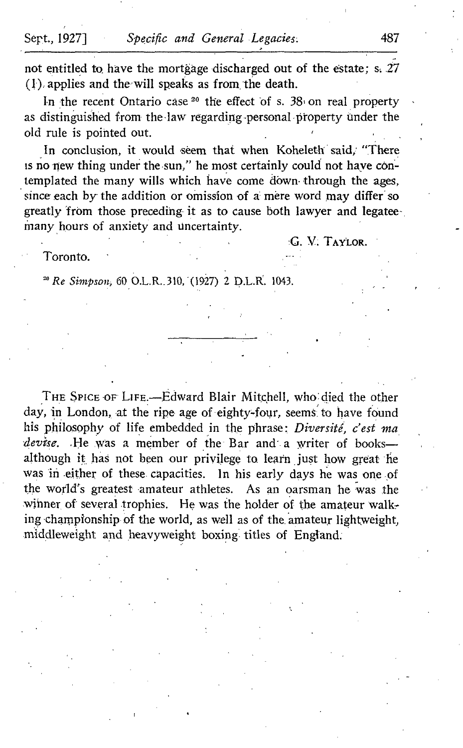not entitled to have the mortgage discharged out of the estate; s. 27 (1) applies and the will speaks as from the death.

In the recent Ontario case[20] the effect of s. 38 on real property as distinguished from the law regarding personal property under the old rule is pointed out.

In conclusion, it would seem that when Koheleth said, "There is no new thing under the sun," he most certainly could not have contemplated the many wills which have come down through the ages, since each by the addition or omission of a mere word may differ so greatly from those preceding it as to cause both lawyer and legatee many hours of anxiety and uncertainty.

G. V. TAYLOR.

Toronto.

[20] *Re Simpson*, 60 O.L.R. 310, (1927) 2 D.L.R. 1043.

---

THE SPICE OF LIFE.—Edward Blair Mitchell, who died the other day, in London, at the ripe age of eighty-four, seems to have found his philosophy of life embedded in the phrase: *Diversité, c'est ma devise.* He was a member of the Bar and a writer of books—although it has not been our privilege to learn just how great he was in either of these capacities. In his early days he was one of the world's greatest amateur athletes. As an oarsman he was the winner of several trophies. He was the holder of the amateur walking championship of the world, as well as of the amateur lightweight, middleweight and heavyweight boxing titles of England.